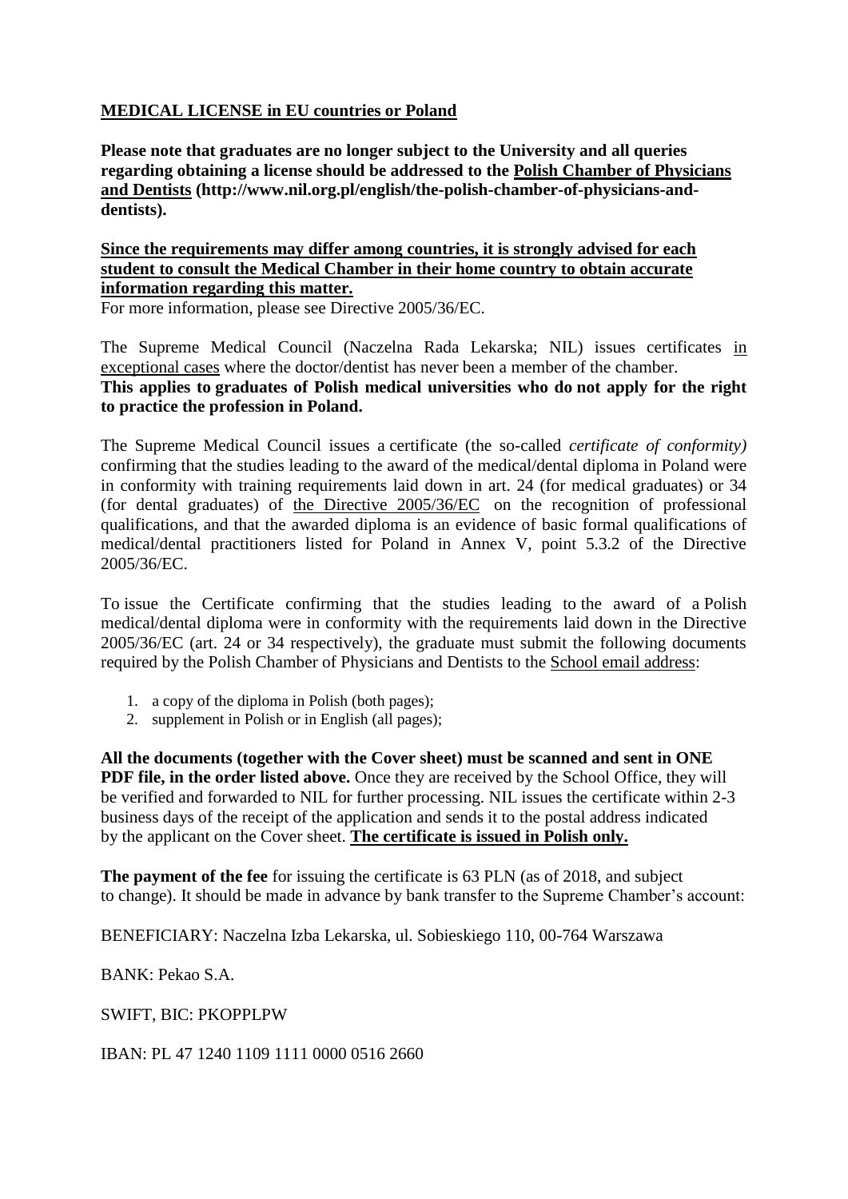**MEDICAL LICENSE in EU countries or Poland**

**Please note that graduates are no longer subject to the University and all queries regarding obtaining a license should be addressed to the Polish Chamber of Physicians and Dentists (http://www.nil.org.pl/english/the-polish-chamber-of-physicians-and-dentists).**

**Since the requirements may differ among countries, it is strongly advised for each student to consult the Medical Chamber in their home country to obtain accurate information regarding this matter.**

For more information, please see Directive 2005/36/EC.

The Supreme Medical Council (Naczelna Rada Lekarska; NIL) issues certificates in exceptional cases where the doctor/dentist has never been a member of the chamber.
**This applies to graduates of Polish medical universities who do not apply for the right to practice the profession in Poland.**

The Supreme Medical Council issues a certificate (the so-called *certificate of conformity)* confirming that the studies leading to the award of the medical/dental diploma in Poland were in conformity with training requirements laid down in art. 24 (for medical graduates) or 34 (for dental graduates) of the Directive 2005/36/EC on the recognition of professional qualifications, and that the awarded diploma is an evidence of basic formal qualifications of medical/dental practitioners listed for Poland in Annex V, point 5.3.2 of the Directive 2005/36/EC.

To issue the Certificate confirming that the studies leading to the award of a Polish medical/dental diploma were in conformity with the requirements laid down in the Directive 2005/36/EC (art. 24 or 34 respectively), the graduate must submit the following documents required by the Polish Chamber of Physicians and Dentists to the School email address:

1. a copy of the diploma in Polish (both pages);
2. supplement in Polish or in English (all pages);

**All the documents (together with the Cover sheet) must be scanned and sent in ONE PDF file, in the order listed above.** Once they are received by the School Office, they will be verified and forwarded to NIL for further processing. NIL issues the certificate within 2-3 business days of the receipt of the application and sends it to the postal address indicated by the applicant on the Cover sheet. **The certificate is issued in Polish only.**

**The payment of the fee** for issuing the certificate is 63 PLN (as of 2018, and subject to change). It should be made in advance by bank transfer to the Supreme Chamber's account:

BENEFICIARY: Naczelna Izba Lekarska, ul. Sobieskiego 110, 00-764 Warszawa

BANK: Pekao S.A.

SWIFT, BIC: PKOPPLPW

IBAN: PL 47 1240 1109 1111 0000 0516 2660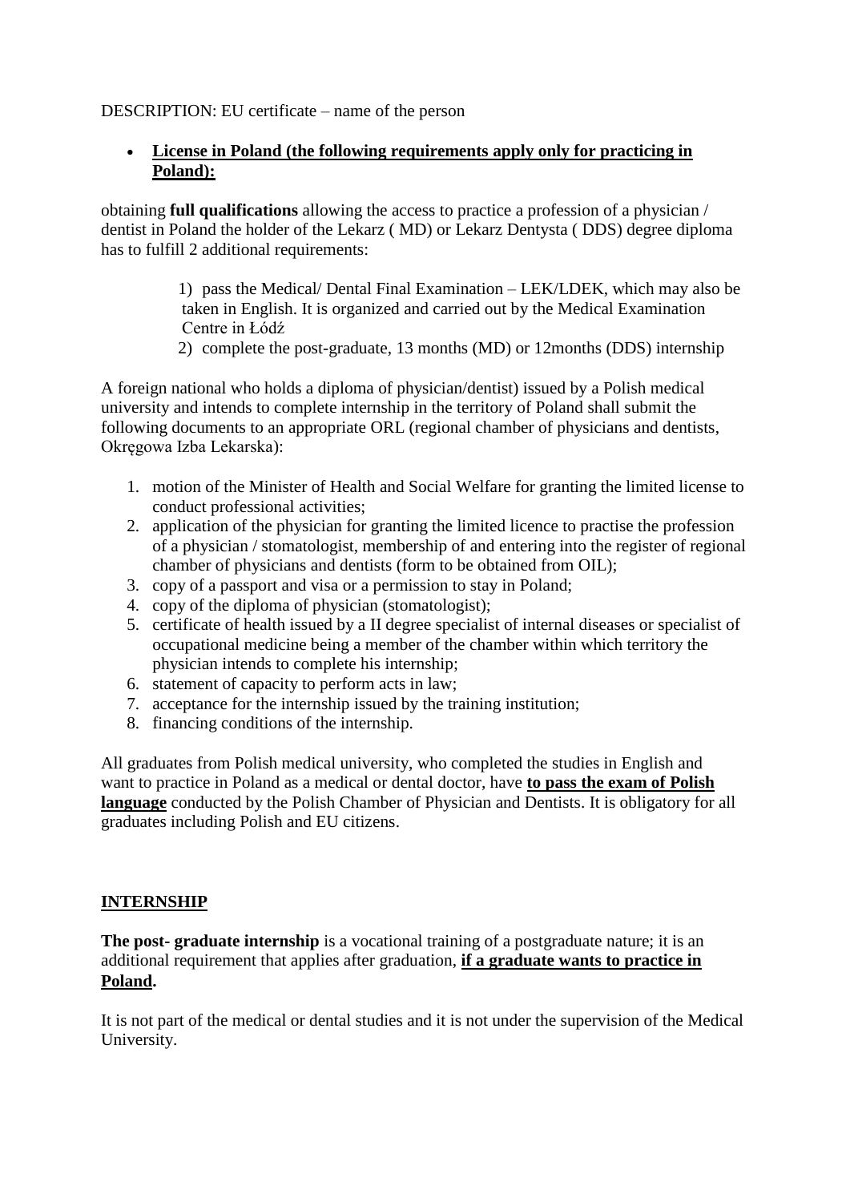DESCRIPTION: EU certificate – name of the person

- **License in Poland (the following requirements apply only for practicing in Poland):**

obtaining **full qualifications** allowing the access to practice a profession of a physician / dentist in Poland the holder of the Lekarz ( MD) or Lekarz Dentysta ( DDS) degree diploma has to fulfill 2 additional requirements:

1) pass the Medical/ Dental Final Examination – LEK/LDEK, which may also be taken in English. It is organized and carried out by the Medical Examination Centre in Łódź
2) complete the post-graduate, 13 months (MD) or 12months (DDS) internship

A foreign national who holds a diploma of physician/dentist) issued by a Polish medical university and intends to complete internship in the territory of Poland shall submit the following documents to an appropriate ORL (regional chamber of physicians and dentists, Okręgowa Izba Lekarska):

1. motion of the Minister of Health and Social Welfare for granting the limited license to conduct professional activities;
2. application of the physician for granting the limited licence to practise the profession of a physician / stomatologist, membership of and entering into the register of regional chamber of physicians and dentists (form to be obtained from OIL);
3. copy of a passport and visa or a permission to stay in Poland;
4. copy of the diploma of physician (stomatologist);
5. certificate of health issued by a II degree specialist of internal diseases or specialist of occupational medicine being a member of the chamber within which territory the physician intends to complete his internship;
6. statement of capacity to perform acts in law;
7. acceptance for the internship issued by the training institution;
8. financing conditions of the internship.

All graduates from Polish medical university, who completed the studies in English and want to practice in Poland as a medical or dental doctor, have **to pass the exam of Polish language** conducted by the Polish Chamber of Physician and Dentists. It is obligatory for all graduates including Polish and EU citizens.

## INTERNSHIP

**The post- graduate internship** is a vocational training of a postgraduate nature; it is an additional requirement that applies after graduation, **if a graduate wants to practice in Poland.**

It is not part of the medical or dental studies and it is not under the supervision of the Medical University.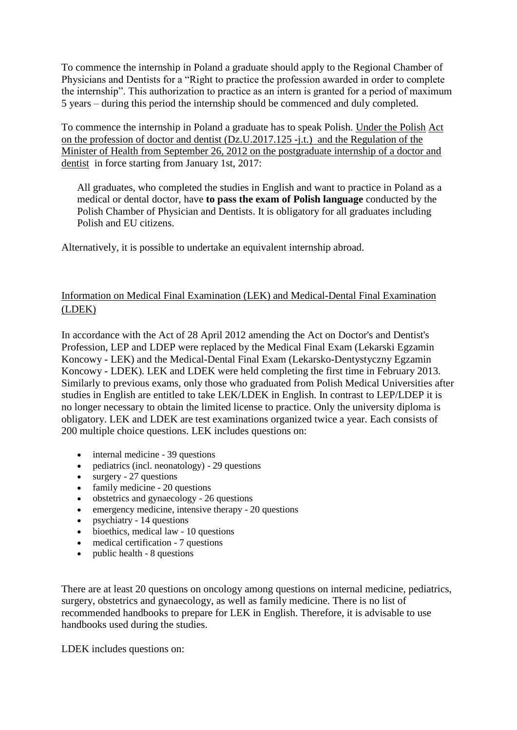To commence the internship in Poland a graduate should apply to the Regional Chamber of Physicians and Dentists for a "Right to practice the profession awarded in order to complete the internship". This authorization to practice as an intern is granted for a period of maximum 5 years – during this period the internship should be commenced and duly completed.

To commence the internship in Poland a graduate has to speak Polish. Under the Polish Act on the profession of doctor and dentist (Dz.U.2017.125 -j.t.) and the Regulation of the Minister of Health from September 26, 2012 on the postgraduate internship of a doctor and dentist in force starting from January 1st, 2017:

> All graduates, who completed the studies in English and want to practice in Poland as a medical or dental doctor, have **to pass the exam of Polish language** conducted by the Polish Chamber of Physician and Dentists. It is obligatory for all graduates including Polish and EU citizens.

Alternatively, it is possible to undertake an equivalent internship abroad.

## Information on Medical Final Examination (LEK) and Medical-Dental Final Examination (LDEK)

In accordance with the Act of 28 April 2012 amending the Act on Doctor's and Dentist's Profession, LEP and LDEP were replaced by the Medical Final Exam (Lekarski Egzamin Koncowy - LEK) and the Medical-Dental Final Exam (Lekarsko-Dentystyczny Egzamin Koncowy - LDEK). LEK and LDEK were held completing the first time in February 2013. Similarly to previous exams, only those who graduated from Polish Medical Universities after studies in English are entitled to take LEK/LDEK in English. In contrast to LEP/LDEP it is no longer necessary to obtain the limited license to practice. Only the university diploma is obligatory. LEK and LDEK are test examinations organized twice a year. Each consists of 200 multiple choice questions. LEK includes questions on:

- internal medicine - 39 questions
- pediatrics (incl. neonatology) - 29 questions
- surgery - 27 questions
- family medicine - 20 questions
- obstetrics and gynaecology - 26 questions
- emergency medicine, intensive therapy - 20 questions
- psychiatry - 14 questions
- bioethics, medical law - 10 questions
- medical certification - 7 questions
- public health - 8 questions

There are at least 20 questions on oncology among questions on internal medicine, pediatrics, surgery, obstetrics and gynaecology, as well as family medicine. There is no list of recommended handbooks to prepare for LEK in English. Therefore, it is advisable to use handbooks used during the studies.

LDEK includes questions on: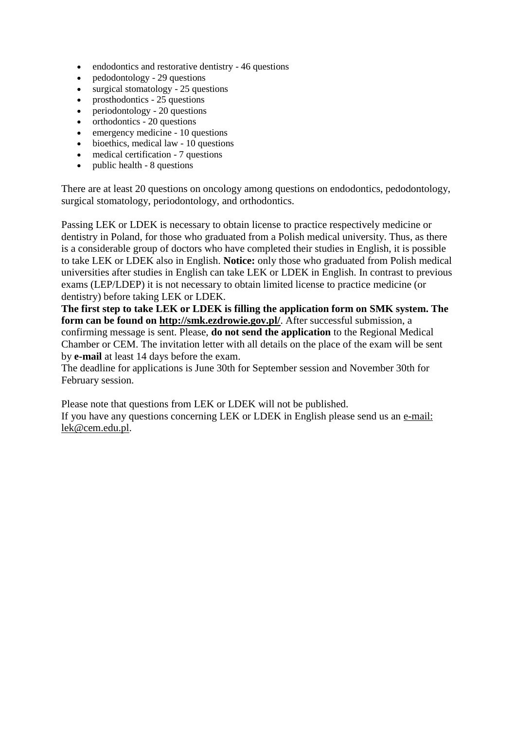- endodontics and restorative dentistry - 46 questions
- pedodontology - 29 questions
- surgical stomatology - 25 questions
- prosthodontics - 25 questions
- periodontology - 20 questions
- orthodontics - 20 questions
- emergency medicine - 10 questions
- bioethics, medical law - 10 questions
- medical certification - 7 questions
- public health - 8 questions

There are at least 20 questions on oncology among questions on endodontics, pedodontology, surgical stomatology, periodontology, and orthodontics.

Passing LEK or LDEK is necessary to obtain license to practice respectively medicine or dentistry in Poland, for those who graduated from a Polish medical university. Thus, as there is a considerable group of doctors who have completed their studies in English, it is possible to take LEK or LDEK also in English. **Notice:** only those who graduated from Polish medical universities after studies in English can take LEK or LDEK in English. In contrast to previous exams (LEP/LDEP) it is not necessary to obtain limited license to practice medicine (or dentistry) before taking LEK or LDEK.

**The first step to take LEK or LDEK is filling the application form on SMK system. The form can be found on [http://smk.ezdrowie.gov.pl/](http://smk.ezdrowie.gov.pl/)**. After successful submission, a confirming message is sent. Please, **do not send the application** to the Regional Medical Chamber or CEM. The invitation letter with all details on the place of the exam will be sent by **e-mail** at least 14 days before the exam.

The deadline for applications is June 30th for September session and November 30th for February session.

Please note that questions from LEK or LDEK will not be published.

If you have any questions concerning LEK or LDEK in English please send us an [e-mail: lek@cem.edu.pl](mailto:lek@cem.edu.pl).